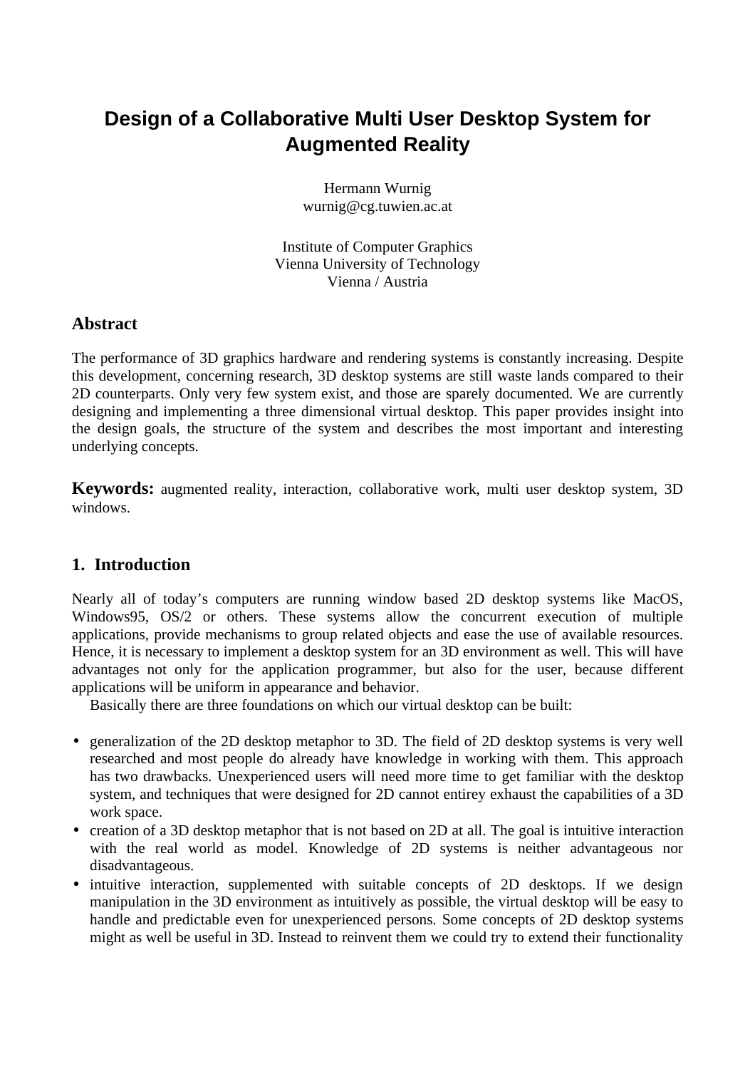# Design of a Collaborative Multi User Desktop System for Augmented Reality

Hermann Wurnig
wurnig@cg.tuwien.ac.at

Institute of Computer Graphics
Vienna University of Technology
Vienna / Austria

## Abstract

The performance of 3D graphics hardware and rendering systems is constantly increasing. Despite this development, concerning research, 3D desktop systems are still waste lands compared to their 2D counterparts. Only very few system exist, and those are sparely documented. We are currently designing and implementing a three dimensional virtual desktop. This paper provides insight into the design goals, the structure of the system and describes the most important and interesting underlying concepts.

**Keywords:** augmented reality, interaction, collaborative work, multi user desktop system, 3D windows.

## 1. Introduction

Nearly all of today's computers are running window based 2D desktop systems like MacOS, Windows95, OS/2 or others. These systems allow the concurrent execution of multiple applications, provide mechanisms to group related objects and ease the use of available resources. Hence, it is necessary to implement a desktop system for an 3D environment as well. This will have advantages not only for the application programmer, but also for the user, because different applications will be uniform in appearance and behavior.

Basically there are three foundations on which our virtual desktop can be built:

- generalization of the 2D desktop metaphor to 3D. The field of 2D desktop systems is very well researched and most people do already have knowledge in working with them. This approach has two drawbacks. Unexperienced users will need more time to get familiar with the desktop system, and techniques that were designed for 2D cannot entirey exhaust the capabilities of a 3D work space.
- creation of a 3D desktop metaphor that is not based on 2D at all. The goal is intuitive interaction with the real world as model. Knowledge of 2D systems is neither advantageous nor disadvantageous.
- intuitive interaction, supplemented with suitable concepts of 2D desktops. If we design manipulation in the 3D environment as intuitively as possible, the virtual desktop will be easy to handle and predictable even for unexperienced persons. Some concepts of 2D desktop systems might as well be useful in 3D. Instead to reinvent them we could try to extend their functionality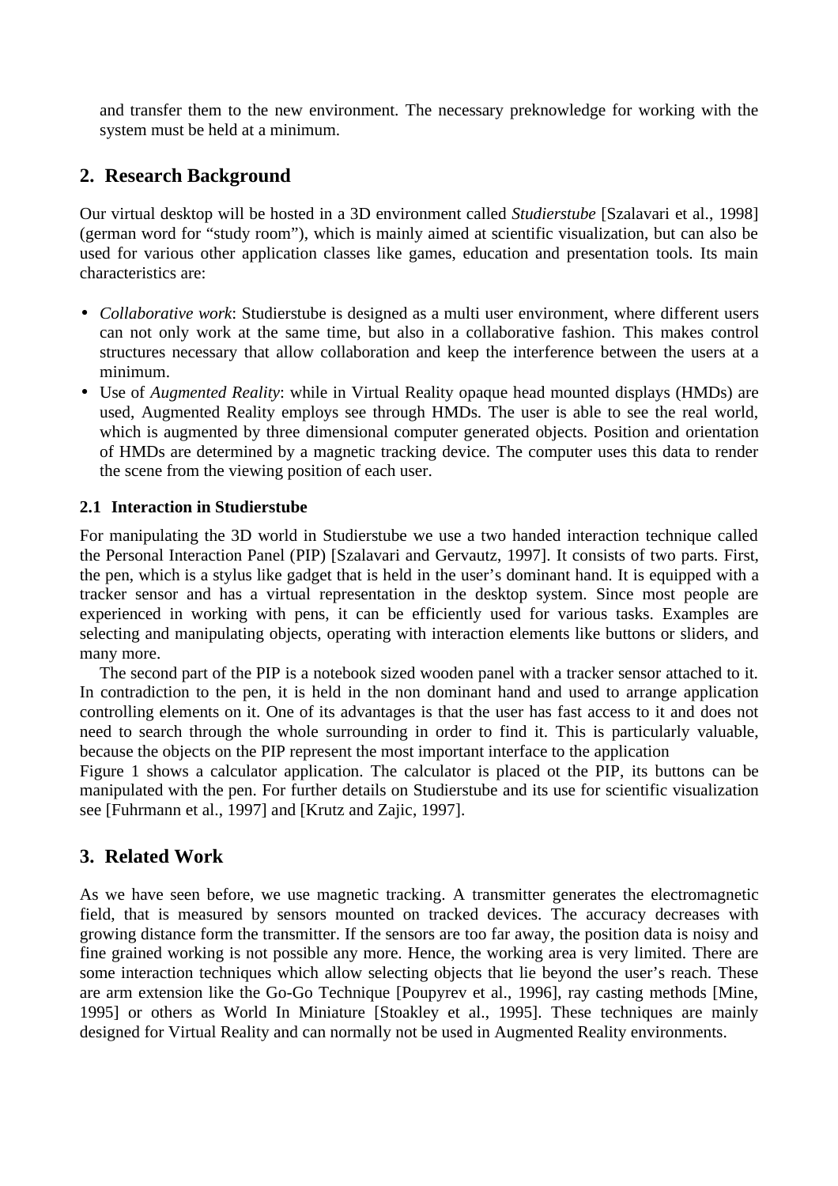and transfer them to the new environment. The necessary preknowledge for working with the system must be held at a minimum.

## 2. Research Background

Our virtual desktop will be hosted in a 3D environment called *Studierstube* [Szalavari et al., 1998] (german word for “study room”), which is mainly aimed at scientific visualization, but can also be used for various other application classes like games, education and presentation tools. Its main characteristics are:

- *Collaborative work*: Studierstube is designed as a multi user environment, where different users can not only work at the same time, but also in a collaborative fashion. This makes control structures necessary that allow collaboration and keep the interference between the users at a minimum.
- Use of *Augmented Reality*: while in Virtual Reality opaque head mounted displays (HMDs) are used, Augmented Reality employs see through HMDs. The user is able to see the real world, which is augmented by three dimensional computer generated objects. Position and orientation of HMDs are determined by a magnetic tracking device. The computer uses this data to render the scene from the viewing position of each user.

### 2.1 Interaction in Studierstube

For manipulating the 3D world in Studierstube we use a two handed interaction technique called the Personal Interaction Panel (PIP) [Szalavari and Gervautz, 1997]. It consists of two parts. First, the pen, which is a stylus like gadget that is held in the user’s dominant hand. It is equipped with a tracker sensor and has a virtual representation in the desktop system. Since most people are experienced in working with pens, it can be efficiently used for various tasks. Examples are selecting and manipulating objects, operating with interaction elements like buttons or sliders, and many more.

The second part of the PIP is a notebook sized wooden panel with a tracker sensor attached to it. In contradiction to the pen, it is held in the non dominant hand and used to arrange application controlling elements on it. One of its advantages is that the user has fast access to it and does not need to search through the whole surrounding in order to find it. This is particularly valuable, because the objects on the PIP represent the most important interface to the application

Figure 1 shows a calculator application. The calculator is placed ot the PIP, its buttons can be manipulated with the pen. For further details on Studierstube and its use for scientific visualization see [Fuhrmann et al., 1997] and [Krutz and Zajic, 1997].

## 3. Related Work

As we have seen before, we use magnetic tracking. A transmitter generates the electromagnetic field, that is measured by sensors mounted on tracked devices. The accuracy decreases with growing distance form the transmitter. If the sensors are too far away, the position data is noisy and fine grained working is not possible any more. Hence, the working area is very limited. There are some interaction techniques which allow selecting objects that lie beyond the user’s reach. These are arm extension like the Go-Go Technique [Poupyrev et al., 1996], ray casting methods [Mine, 1995] or others as World In Miniature [Stoakley et al., 1995]. These techniques are mainly designed for Virtual Reality and can normally not be used in Augmented Reality environments.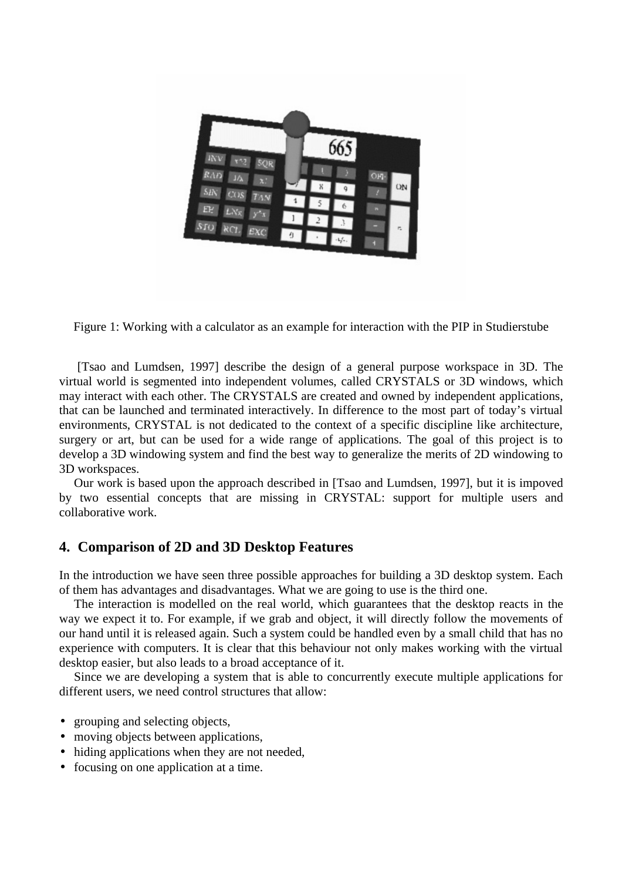Figure 1: Working with a calculator as an example for interaction with the PIP in Studierstube

[Tsao and Lumdsen, 1997] describe the design of a general purpose workspace in 3D. The virtual world is segmented into independent volumes, called CRYSTALS or 3D windows, which may interact with each other. The CRYSTALS are created and owned by independent applications, that can be launched and terminated interactively. In difference to the most part of today's virtual environments, CRYSTAL is not dedicated to the context of a specific discipline like architecture, surgery or art, but can be used for a wide range of applications. The goal of this project is to develop a 3D windowing system and find the best way to generalize the merits of 2D windowing to 3D workspaces.

Our work is based upon the approach described in [Tsao and Lumdsen, 1997], but it is impoved by two essential concepts that are missing in CRYSTAL: support for multiple users and collaborative work.

## 4. Comparison of 2D and 3D Desktop Features

In the introduction we have seen three possible approaches for building a 3D desktop system. Each of them has advantages and disadvantages. What we are going to use is the third one.

The interaction is modelled on the real world, which guarantees that the desktop reacts in the way we expect it to. For example, if we grab and object, it will directly follow the movements of our hand until it is released again. Such a system could be handled even by a small child that has no experience with computers. It is clear that this behaviour not only makes working with the virtual desktop easier, but also leads to a broad acceptance of it.

Since we are developing a system that is able to concurrently execute multiple applications for different users, we need control structures that allow:

- grouping and selecting objects,
- moving objects between applications,
- hiding applications when they are not needed,
- focusing on one application at a time.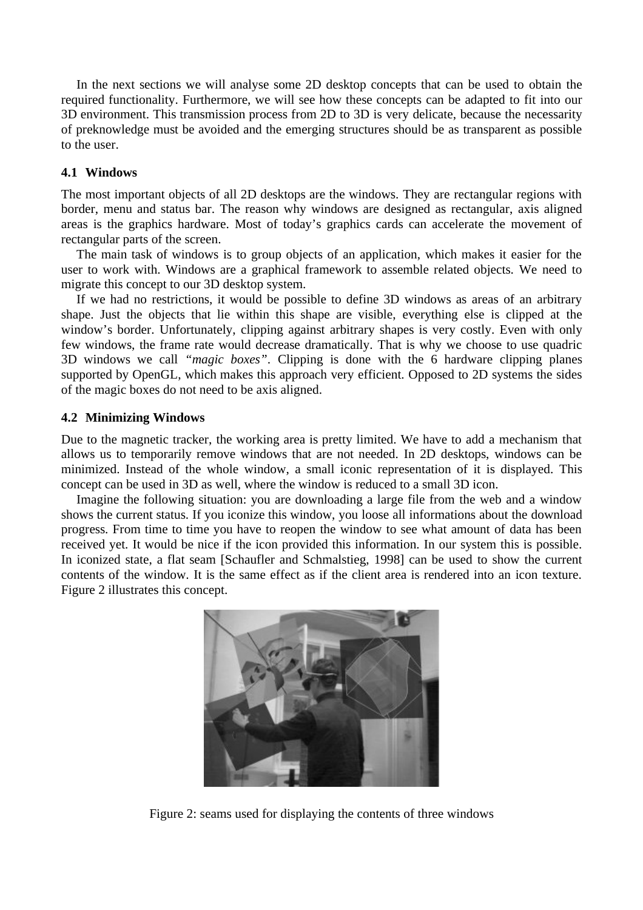In the next sections we will analyse some 2D desktop concepts that can be used to obtain the required functionality. Furthermore, we will see how these concepts can be adapted to fit into our 3D environment. This transmission process from 2D to 3D is very delicate, because the necessarity of preknowledge must be avoided and the emerging structures should be as transparent as possible to the user.

### 4.1 Windows

The most important objects of all 2D desktops are the windows. They are rectangular regions with border, menu and status bar. The reason why windows are designed as rectangular, axis aligned areas is the graphics hardware. Most of today's graphics cards can accelerate the movement of rectangular parts of the screen.

The main task of windows is to group objects of an application, which makes it easier for the user to work with. Windows are a graphical framework to assemble related objects. We need to migrate this concept to our 3D desktop system.

If we had no restrictions, it would be possible to define 3D windows as areas of an arbitrary shape. Just the objects that lie within this shape are visible, everything else is clipped at the window's border. Unfortunately, clipping against arbitrary shapes is very costly. Even with only few windows, the frame rate would decrease dramatically. That is why we choose to use quadric 3D windows we call *"magic boxes"*. Clipping is done with the 6 hardware clipping planes supported by OpenGL, which makes this approach very efficient. Opposed to 2D systems the sides of the magic boxes do not need to be axis aligned.

### 4.2 Minimizing Windows

Due to the magnetic tracker, the working area is pretty limited. We have to add a mechanism that allows us to temporarily remove windows that are not needed. In 2D desktops, windows can be minimized. Instead of the whole window, a small iconic representation of it is displayed. This concept can be used in 3D as well, where the window is reduced to a small 3D icon.

Imagine the following situation: you are downloading a large file from the web and a window shows the current status. If you iconize this window, you loose all informations about the download progress. From time to time you have to reopen the window to see what amount of data has been received yet. It would be nice if the icon provided this information. In our system this is possible. In iconized state, a flat seam [Schaufler and Schmalstieg, 1998] can be used to show the current contents of the window. It is the same effect as if the client area is rendered into an icon texture. Figure 2 illustrates this concept.

Figure 2: seams used for displaying the contents of three windows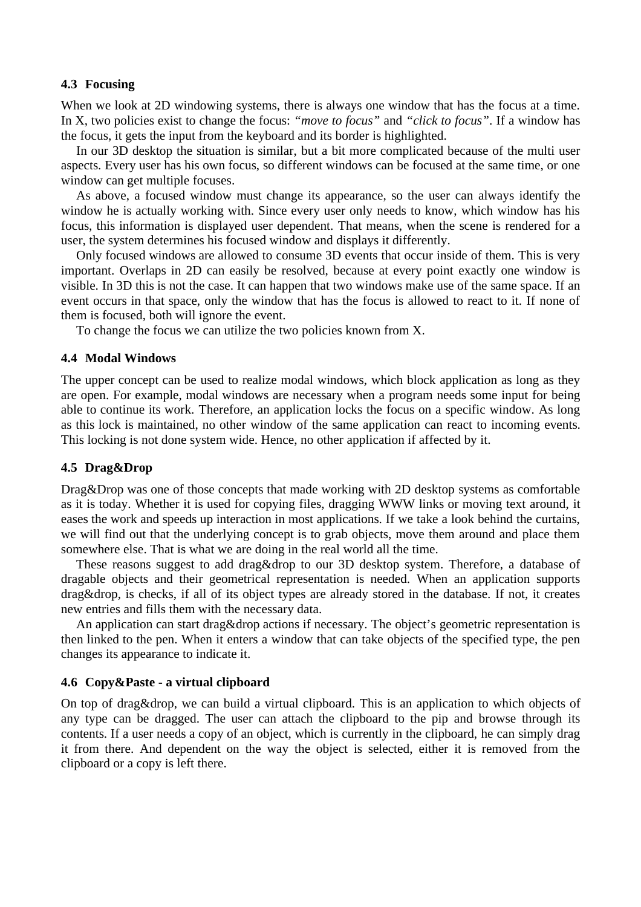### 4.3 Focusing

When we look at 2D windowing systems, there is always one window that has the focus at a time. In X, two policies exist to change the focus: *"move to focus"* and *"click to focus"*. If a window has the focus, it gets the input from the keyboard and its border is highlighted.

In our 3D desktop the situation is similar, but a bit more complicated because of the multi user aspects. Every user has his own focus, so different windows can be focused at the same time, or one window can get multiple focuses.

As above, a focused window must change its appearance, so the user can always identify the window he is actually working with. Since every user only needs to know, which window has his focus, this information is displayed user dependent. That means, when the scene is rendered for a user, the system determines his focused window and displays it differently.

Only focused windows are allowed to consume 3D events that occur inside of them. This is very important. Overlaps in 2D can easily be resolved, because at every point exactly one window is visible. In 3D this is not the case. It can happen that two windows make use of the same space. If an event occurs in that space, only the window that has the focus is allowed to react to it. If none of them is focused, both will ignore the event.

To change the focus we can utilize the two policies known from X.

### 4.4 Modal Windows

The upper concept can be used to realize modal windows, which block application as long as they are open. For example, modal windows are necessary when a program needs some input for being able to continue its work. Therefore, an application locks the focus on a specific window. As long as this lock is maintained, no other window of the same application can react to incoming events. This locking is not done system wide. Hence, no other application if affected by it.

### 4.5 Drag&Drop

Drag&Drop was one of those concepts that made working with 2D desktop systems as comfortable as it is today. Whether it is used for copying files, dragging WWW links or moving text around, it eases the work and speeds up interaction in most applications. If we take a look behind the curtains, we will find out that the underlying concept is to grab objects, move them around and place them somewhere else. That is what we are doing in the real world all the time.

These reasons suggest to add drag&drop to our 3D desktop system. Therefore, a database of dragable objects and their geometrical representation is needed. When an application supports drag&drop, is checks, if all of its object types are already stored in the database. If not, it creates new entries and fills them with the necessary data.

An application can start drag&drop actions if necessary. The object's geometric representation is then linked to the pen. When it enters a window that can take objects of the specified type, the pen changes its appearance to indicate it.

### 4.6 Copy&Paste - a virtual clipboard

On top of drag&drop, we can build a virtual clipboard. This is an application to which objects of any type can be dragged. The user can attach the clipboard to the pip and browse through its contents. If a user needs a copy of an object, which is currently in the clipboard, he can simply drag it from there. And dependent on the way the object is selected, either it is removed from the clipboard or a copy is left there.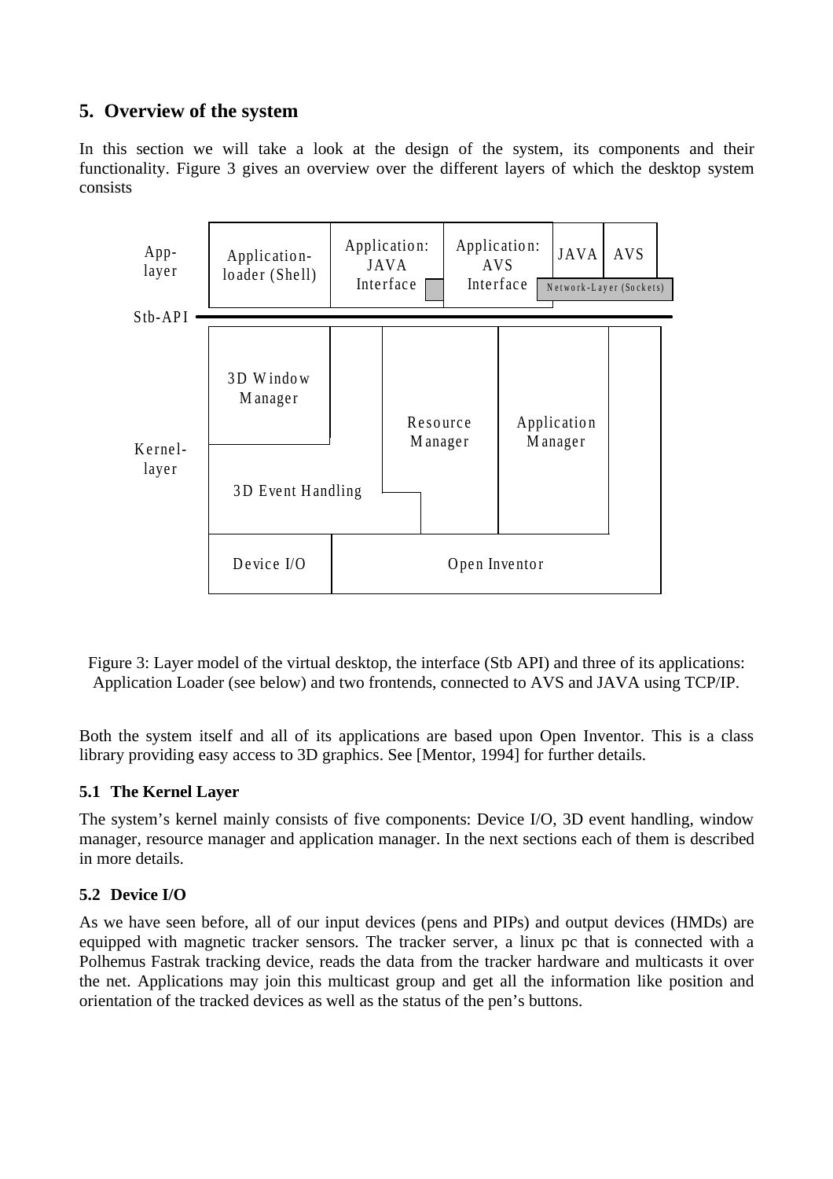## 5. Overview of the system

In this section we will take a look at the design of the system, its components and their functionality. Figure 3 gives an overview over the different layers of which the desktop system consists

Figure 3: Layer model of the virtual desktop, the interface (Stb API) and three of its applications: Application Loader (see below) and two frontends, connected to AVS and JAVA using TCP/IP.

Both the system itself and all of its applications are based upon Open Inventor. This is a class library providing easy access to 3D graphics. See [Mentor, 1994] for further details.

### 5.1 The Kernel Layer

The system's kernel mainly consists of five components: Device I/O, 3D event handling, window manager, resource manager and application manager. In the next sections each of them is described in more details.

### 5.2 Device I/O

As we have seen before, all of our input devices (pens and PIPs) and output devices (HMDs) are equipped with magnetic tracker sensors. The tracker server, a linux pc that is connected with a Polhemus Fastrak tracking device, reads the data from the tracker hardware and multicasts it over the net. Applications may join this multicast group and get all the information like position and orientation of the tracked devices as well as the status of the pen's buttons.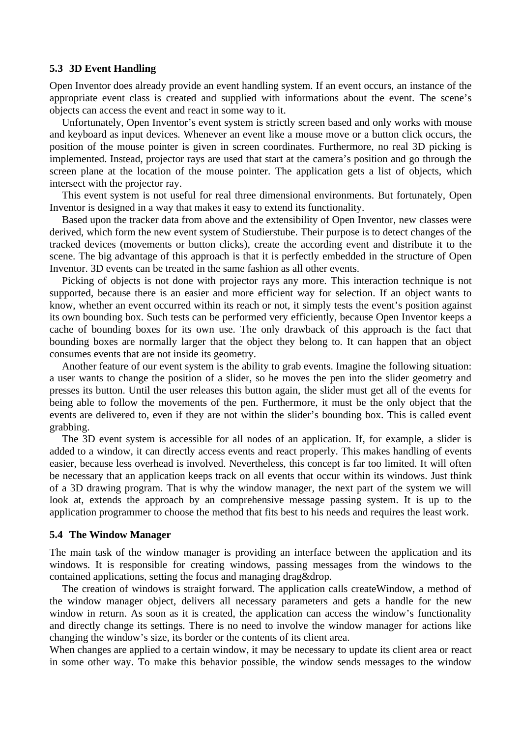### 5.3 3D Event Handling

Open Inventor does already provide an event handling system. If an event occurs, an instance of the appropriate event class is created and supplied with informations about the event. The scene's objects can access the event and react in some way to it.

Unfortunately, Open Inventor's event system is strictly screen based and only works with mouse and keyboard as input devices. Whenever an event like a mouse move or a button click occurs, the position of the mouse pointer is given in screen coordinates. Furthermore, no real 3D picking is implemented. Instead, projector rays are used that start at the camera's position and go through the screen plane at the location of the mouse pointer. The application gets a list of objects, which intersect with the projector ray.

This event system is not useful for real three dimensional environments. But fortunately, Open Inventor is designed in a way that makes it easy to extend its functionality.

Based upon the tracker data from above and the extensibility of Open Inventor, new classes were derived, which form the new event system of Studierstube. Their purpose is to detect changes of the tracked devices (movements or button clicks), create the according event and distribute it to the scene. The big advantage of this approach is that it is perfectly embedded in the structure of Open Inventor. 3D events can be treated in the same fashion as all other events.

Picking of objects is not done with projector rays any more. This interaction technique is not supported, because there is an easier and more efficient way for selection. If an object wants to know, whether an event occurred within its reach or not, it simply tests the event's position against its own bounding box. Such tests can be performed very efficiently, because Open Inventor keeps a cache of bounding boxes for its own use. The only drawback of this approach is the fact that bounding boxes are normally larger that the object they belong to. It can happen that an object consumes events that are not inside its geometry.

Another feature of our event system is the ability to grab events. Imagine the following situation: a user wants to change the position of a slider, so he moves the pen into the slider geometry and presses its button. Until the user releases this button again, the slider must get all of the events for being able to follow the movements of the pen. Furthermore, it must be the only object that the events are delivered to, even if they are not within the slider's bounding box. This is called event grabbing.

The 3D event system is accessible for all nodes of an application. If, for example, a slider is added to a window, it can directly access events and react properly. This makes handling of events easier, because less overhead is involved. Nevertheless, this concept is far too limited. It will often be necessary that an application keeps track on all events that occur within its windows. Just think of a 3D drawing program. That is why the window manager, the next part of the system we will look at, extends the approach by an comprehensive message passing system. It is up to the application programmer to choose the method that fits best to his needs and requires the least work.

### 5.4 The Window Manager

The main task of the window manager is providing an interface between the application and its windows. It is responsible for creating windows, passing messages from the windows to the contained applications, setting the focus and managing drag&drop.

The creation of windows is straight forward. The application calls createWindow, a method of the window manager object, delivers all necessary parameters and gets a handle for the new window in return. As soon as it is created, the application can access the window's functionality and directly change its settings. There is no need to involve the window manager for actions like changing the window's size, its border or the contents of its client area.

When changes are applied to a certain window, it may be necessary to update its client area or react in some other way. To make this behavior possible, the window sends messages to the window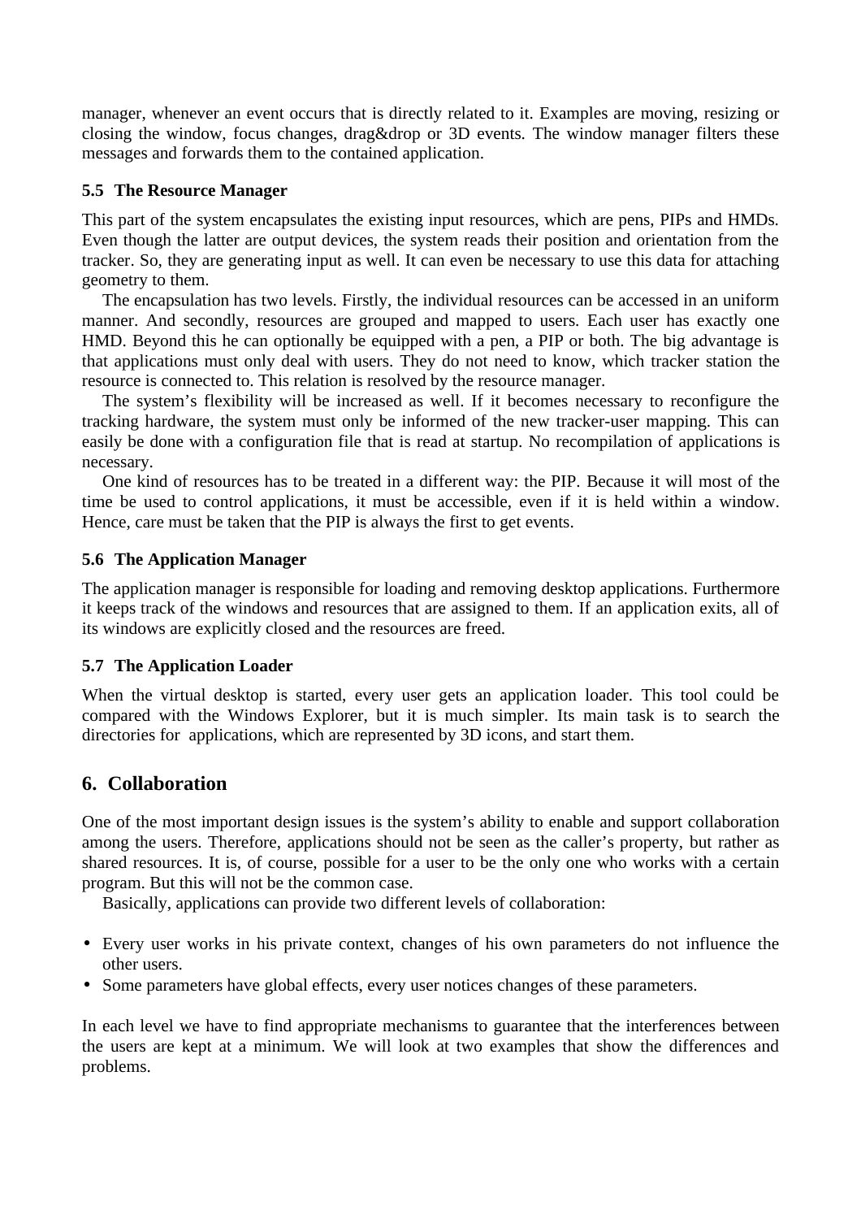manager, whenever an event occurs that is directly related to it. Examples are moving, resizing or closing the window, focus changes, drag&drop or 3D events. The window manager filters these messages and forwards them to the contained application.

### 5.5 The Resource Manager

This part of the system encapsulates the existing input resources, which are pens, PIPs and HMDs. Even though the latter are output devices, the system reads their position and orientation from the tracker. So, they are generating input as well. It can even be necessary to use this data for attaching geometry to them.

The encapsulation has two levels. Firstly, the individual resources can be accessed in an uniform manner. And secondly, resources are grouped and mapped to users. Each user has exactly one HMD. Beyond this he can optionally be equipped with a pen, a PIP or both. The big advantage is that applications must only deal with users. They do not need to know, which tracker station the resource is connected to. This relation is resolved by the resource manager.

The system's flexibility will be increased as well. If it becomes necessary to reconfigure the tracking hardware, the system must only be informed of the new tracker-user mapping. This can easily be done with a configuration file that is read at startup. No recompilation of applications is necessary.

One kind of resources has to be treated in a different way: the PIP. Because it will most of the time be used to control applications, it must be accessible, even if it is held within a window. Hence, care must be taken that the PIP is always the first to get events.

### 5.6 The Application Manager

The application manager is responsible for loading and removing desktop applications. Furthermore it keeps track of the windows and resources that are assigned to them. If an application exits, all of its windows are explicitly closed and the resources are freed.

### 5.7 The Application Loader

When the virtual desktop is started, every user gets an application loader. This tool could be compared with the Windows Explorer, but it is much simpler. Its main task is to search the directories for applications, which are represented by 3D icons, and start them.

## 6. Collaboration

One of the most important design issues is the system's ability to enable and support collaboration among the users. Therefore, applications should not be seen as the caller's property, but rather as shared resources. It is, of course, possible for a user to be the only one who works with a certain program. But this will not be the common case.

Basically, applications can provide two different levels of collaboration:

- Every user works in his private context, changes of his own parameters do not influence the other users.
- Some parameters have global effects, every user notices changes of these parameters.

In each level we have to find appropriate mechanisms to guarantee that the interferences between the users are kept at a minimum. We will look at two examples that show the differences and problems.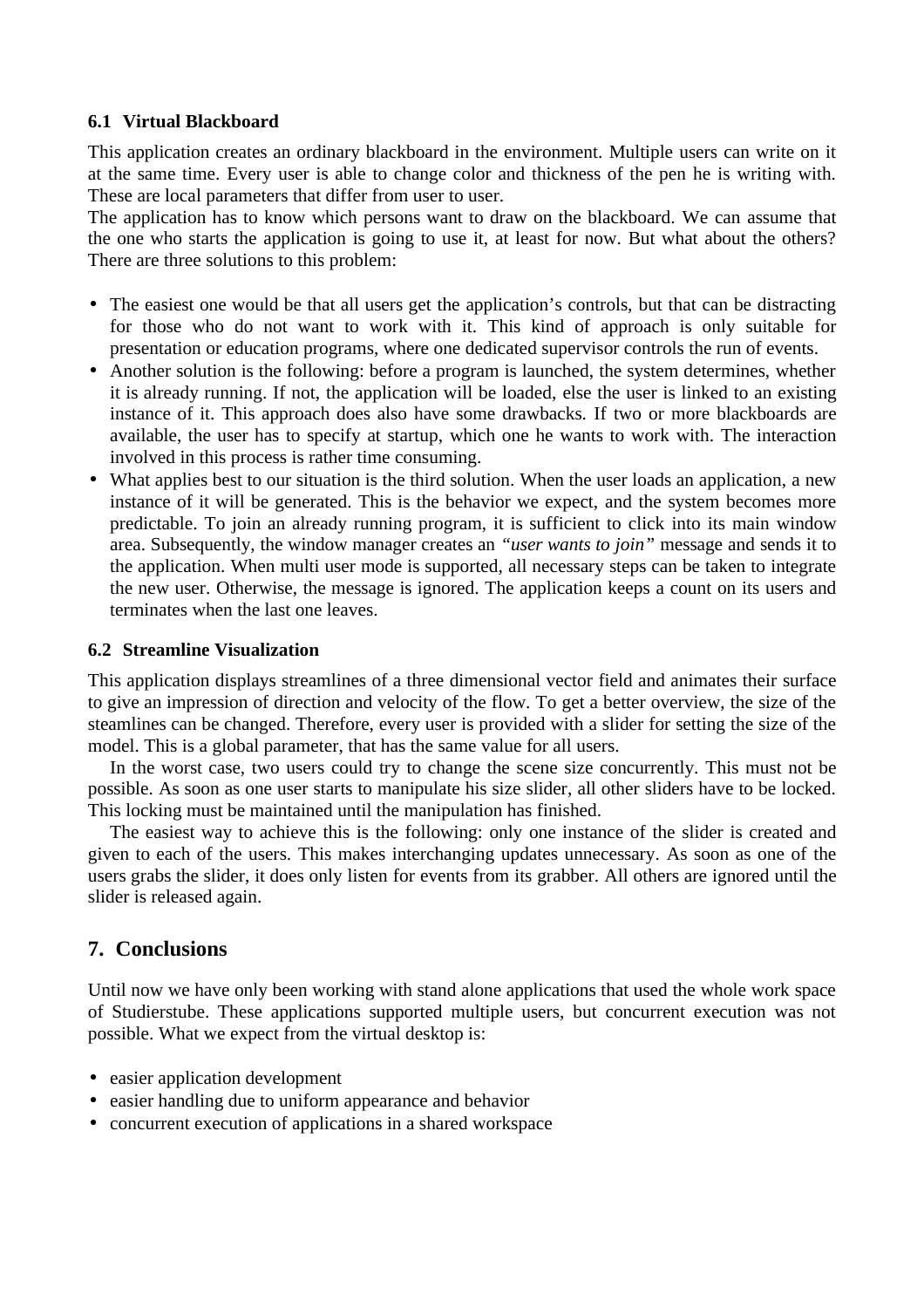### 6.1 Virtual Blackboard

This application creates an ordinary blackboard in the environment. Multiple users can write on it at the same time. Every user is able to change color and thickness of the pen he is writing with. These are local parameters that differ from user to user.
The application has to know which persons want to draw on the blackboard. We can assume that the one who starts the application is going to use it, at least for now. But what about the others? There are three solutions to this problem:

- The easiest one would be that all users get the application's controls, but that can be distracting for those who do not want to work with it. This kind of approach is only suitable for presentation or education programs, where one dedicated supervisor controls the run of events.
- Another solution is the following: before a program is launched, the system determines, whether it is already running. If not, the application will be loaded, else the user is linked to an existing instance of it. This approach does also have some drawbacks. If two or more blackboards are available, the user has to specify at startup, which one he wants to work with. The interaction involved in this process is rather time consuming.
- What applies best to our situation is the third solution. When the user loads an application, a new instance of it will be generated. This is the behavior we expect, and the system becomes more predictable. To join an already running program, it is sufficient to click into its main window area. Subsequently, the window manager creates an *"user wants to join"* message and sends it to the application. When multi user mode is supported, all necessary steps can be taken to integrate the new user. Otherwise, the message is ignored. The application keeps a count on its users and terminates when the last one leaves.

### 6.2 Streamline Visualization

This application displays streamlines of a three dimensional vector field and animates their surface to give an impression of direction and velocity of the flow. To get a better overview, the size of the steamlines can be changed. Therefore, every user is provided with a slider for setting the size of the model. This is a global parameter, that has the same value for all users.

In the worst case, two users could try to change the scene size concurrently. This must not be possible. As soon as one user starts to manipulate his size slider, all other sliders have to be locked. This locking must be maintained until the manipulation has finished.

The easiest way to achieve this is the following: only one instance of the slider is created and given to each of the users. This makes interchanging updates unnecessary. As soon as one of the users grabs the slider, it does only listen for events from its grabber. All others are ignored until the slider is released again.

## 7. Conclusions

Until now we have only been working with stand alone applications that used the whole work space of Studierstube. These applications supported multiple users, but concurrent execution was not possible. What we expect from the virtual desktop is:

- easier application development
- easier handling due to uniform appearance and behavior
- concurrent execution of applications in a shared workspace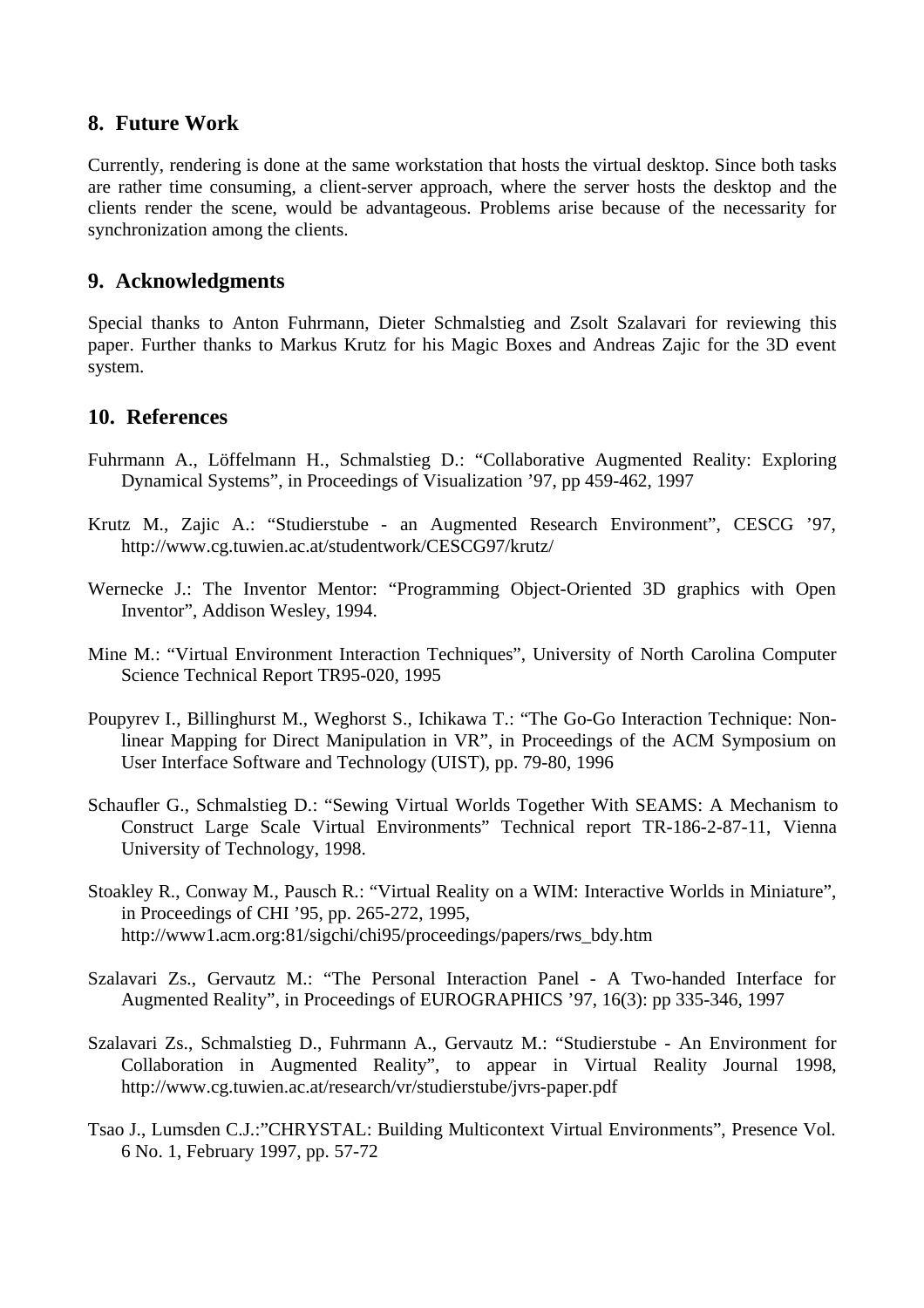## 8. Future Work

Currently, rendering is done at the same workstation that hosts the virtual desktop. Since both tasks are rather time consuming, a client-server approach, where the server hosts the desktop and the clients render the scene, would be advantageous. Problems arise because of the necessarity for synchronization among the clients.

## 9. Acknowledgments

Special thanks to Anton Fuhrmann, Dieter Schmalstieg and Zsolt Szalavari for reviewing this paper. Further thanks to Markus Krutz for his Magic Boxes and Andreas Zajic for the 3D event system.

## 10. References

Fuhrmann A., Löffelmann H., Schmalstieg D.: "Collaborative Augmented Reality: Exploring Dynamical Systems", in Proceedings of Visualization '97, pp 459-462, 1997

Krutz M., Zajic A.: "Studierstube - an Augmented Research Environment", CESCG '97, http://www.cg.tuwien.ac.at/studentwork/CESCG97/krutz/

Wernecke J.: The Inventor Mentor: "Programming Object-Oriented 3D graphics with Open Inventor", Addison Wesley, 1994.

Mine M.: "Virtual Environment Interaction Techniques", University of North Carolina Computer Science Technical Report TR95-020, 1995

Poupyrev I., Billinghurst M., Weghorst S., Ichikawa T.: "The Go-Go Interaction Technique: Non-linear Mapping for Direct Manipulation in VR", in Proceedings of the ACM Symposium on User Interface Software and Technology (UIST), pp. 79-80, 1996

Schaufler G., Schmalstieg D.: "Sewing Virtual Worlds Together With SEAMS: A Mechanism to Construct Large Scale Virtual Environments" Technical report TR-186-2-87-11, Vienna University of Technology, 1998.

Stoakley R., Conway M., Pausch R.: "Virtual Reality on a WIM: Interactive Worlds in Miniature", in Proceedings of CHI '95, pp. 265-272, 1995, http://www1.acm.org:81/sigchi/chi95/proceedings/papers/rws_bdy.htm

Szalavari Zs., Gervautz M.: "The Personal Interaction Panel - A Two-handed Interface for Augmented Reality", in Proceedings of EUROGRAPHICS '97, 16(3): pp 335-346, 1997

Szalavari Zs., Schmalstieg D., Fuhrmann A., Gervautz M.: "Studierstube - An Environment for Collaboration in Augmented Reality", to appear in Virtual Reality Journal 1998, http://www.cg.tuwien.ac.at/research/vr/studierstube/jvrs-paper.pdf

Tsao J., Lumsden C.J.:"CHRYSTAL: Building Multicontext Virtual Environments", Presence Vol. 6 No. 1, February 1997, pp. 57-72